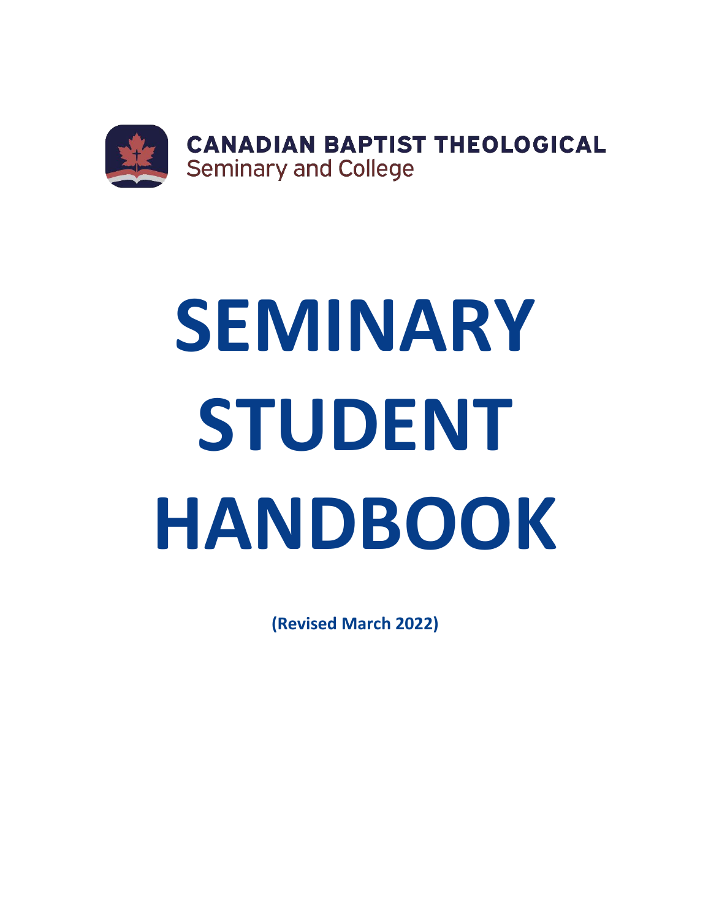CANADIAN BAPTIST THEOLOGICAL
Seminary and College

# SEMINARY STUDENT HANDBOOK

**(Revised March 2022)**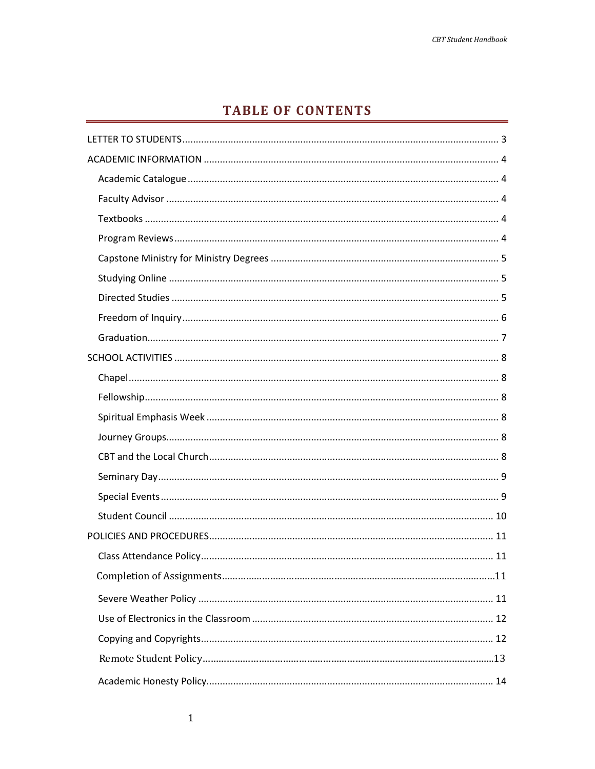# TABLE OF CONTENTS

LETTER TO STUDENTS ..... 3

ACADEMIC INFORMATION ..... 4

- Academic Catalogue ..... 4
- Faculty Advisor ..... 4
- Textbooks ..... 4
- Program Reviews ..... 4
- Capstone Ministry for Ministry Degrees ..... 5
- Studying Online ..... 5
- Directed Studies ..... 5
- Freedom of Inquiry ..... 6
- Graduation ..... 7

SCHOOL ACTIVITIES ..... 8

- Chapel ..... 8
- Fellowship ..... 8
- Spiritual Emphasis Week ..... 8
- Journey Groups ..... 8
- CBT and the Local Church ..... 8
- Seminary Day ..... 9
- Special Events ..... 9
- Student Council ..... 10

POLICIES AND PROCEDURES ..... 11

- Class Attendance Policy ..... 11
- Completion of Assignments ..... 11
- Severe Weather Policy ..... 11
- Use of Electronics in the Classroom ..... 12
- Copying and Copyrights ..... 12
- Remote Student Policy ..... 13
- Academic Honesty Policy ..... 14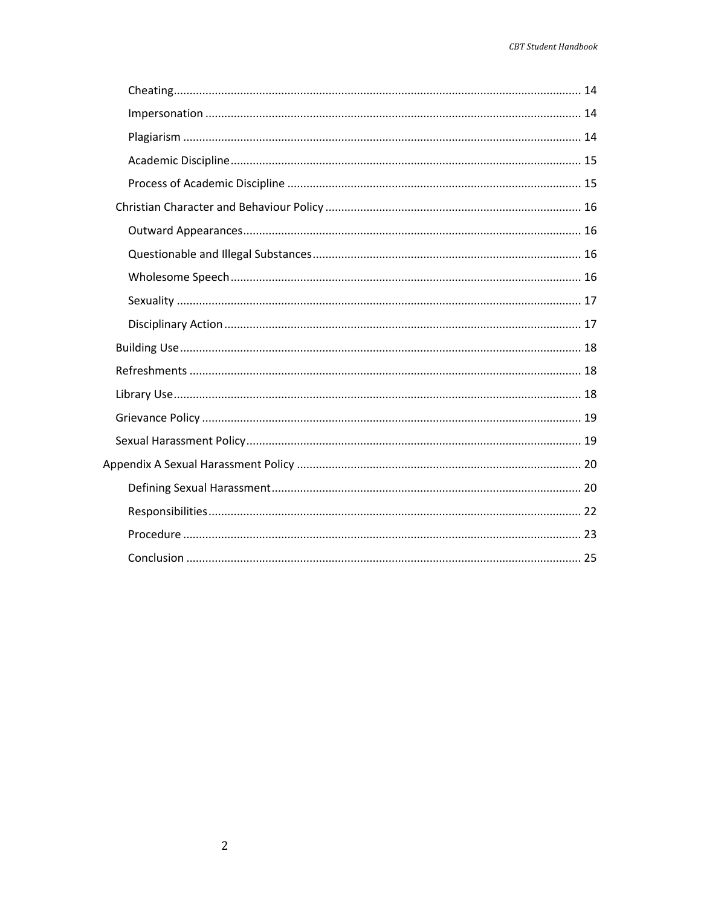- Cheating ... 14
- Impersonation ... 14
- Plagiarism ... 14
- Academic Discipline ... 15
- Process of Academic Discipline ... 15

Christian Character and Behaviour Policy ... 16

- Outward Appearances ... 16
- Questionable and Illegal Substances ... 16
- Wholesome Speech ... 16
- Sexuality ... 17
- Disciplinary Action ... 17

Building Use ... 18

Refreshments ... 18

Library Use ... 18

Grievance Policy ... 19

Sexual Harassment Policy ... 19

Appendix A Sexual Harassment Policy ... 20

- Defining Sexual Harassment ... 20
- Responsibilities ... 22
- Procedure ... 23
- Conclusion ... 25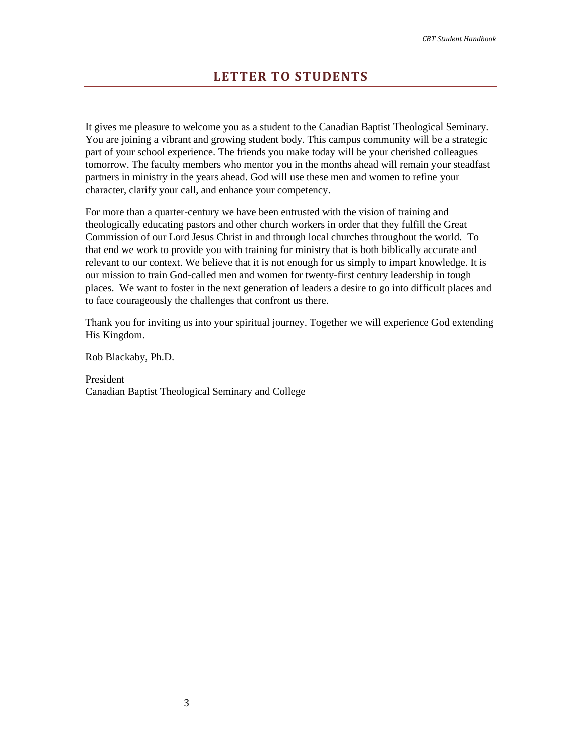# LETTER TO STUDENTS

It gives me pleasure to welcome you as a student to the Canadian Baptist Theological Seminary. You are joining a vibrant and growing student body. This campus community will be a strategic part of your school experience. The friends you make today will be your cherished colleagues tomorrow. The faculty members who mentor you in the months ahead will remain your steadfast partners in ministry in the years ahead. God will use these men and women to refine your character, clarify your call, and enhance your competency.

For more than a quarter-century we have been entrusted with the vision of training and theologically educating pastors and other church workers in order that they fulfill the Great Commission of our Lord Jesus Christ in and through local churches throughout the world. To that end we work to provide you with training for ministry that is both biblically accurate and relevant to our context. We believe that it is not enough for us simply to impart knowledge. It is our mission to train God-called men and women for twenty-first century leadership in tough places. We want to foster in the next generation of leaders a desire to go into difficult places and to face courageously the challenges that confront us there.

Thank you for inviting us into your spiritual journey. Together we will experience God extending His Kingdom.

Rob Blackaby, Ph.D.

President
Canadian Baptist Theological Seminary and College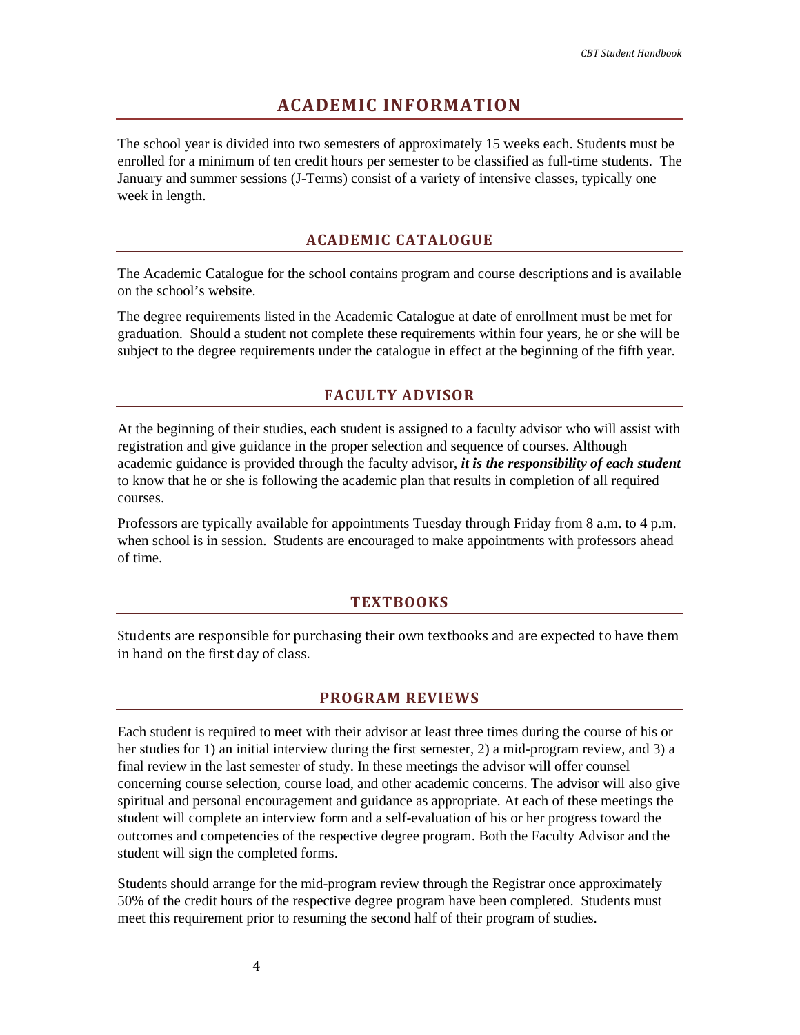# ACADEMIC INFORMATION

The school year is divided into two semesters of approximately 15 weeks each. Students must be enrolled for a minimum of ten credit hours per semester to be classified as full-time students. The January and summer sessions (J-Terms) consist of a variety of intensive classes, typically one week in length.

## ACADEMIC CATALOGUE

The Academic Catalogue for the school contains program and course descriptions and is available on the school's website.

The degree requirements listed in the Academic Catalogue at date of enrollment must be met for graduation. Should a student not complete these requirements within four years, he or she will be subject to the degree requirements under the catalogue in effect at the beginning of the fifth year.

## FACULTY ADVISOR

At the beginning of their studies, each student is assigned to a faculty advisor who will assist with registration and give guidance in the proper selection and sequence of courses. Although academic guidance is provided through the faculty advisor, ***it is the responsibility of each student*** to know that he or she is following the academic plan that results in completion of all required courses.

Professors are typically available for appointments Tuesday through Friday from 8 a.m. to 4 p.m. when school is in session. Students are encouraged to make appointments with professors ahead of time.

## TEXTBOOKS

Students are responsible for purchasing their own textbooks and are expected to have them in hand on the first day of class.

## PROGRAM REVIEWS

Each student is required to meet with their advisor at least three times during the course of his or her studies for 1) an initial interview during the first semester, 2) a mid-program review, and 3) a final review in the last semester of study. In these meetings the advisor will offer counsel concerning course selection, course load, and other academic concerns. The advisor will also give spiritual and personal encouragement and guidance as appropriate. At each of these meetings the student will complete an interview form and a self-evaluation of his or her progress toward the outcomes and competencies of the respective degree program. Both the Faculty Advisor and the student will sign the completed forms.

Students should arrange for the mid-program review through the Registrar once approximately 50% of the credit hours of the respective degree program have been completed. Students must meet this requirement prior to resuming the second half of their program of studies.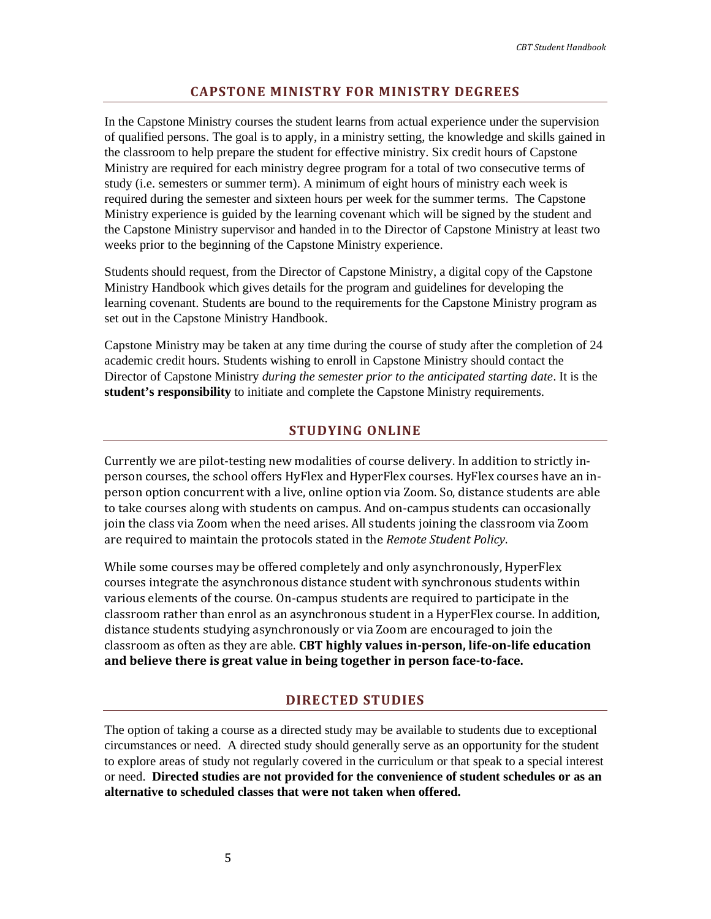## CAPSTONE MINISTRY FOR MINISTRY DEGREES

In the Capstone Ministry courses the student learns from actual experience under the supervision of qualified persons. The goal is to apply, in a ministry setting, the knowledge and skills gained in the classroom to help prepare the student for effective ministry. Six credit hours of Capstone Ministry are required for each ministry degree program for a total of two consecutive terms of study (i.e. semesters or summer term). A minimum of eight hours of ministry each week is required during the semester and sixteen hours per week for the summer terms. The Capstone Ministry experience is guided by the learning covenant which will be signed by the student and the Capstone Ministry supervisor and handed in to the Director of Capstone Ministry at least two weeks prior to the beginning of the Capstone Ministry experience.

Students should request, from the Director of Capstone Ministry, a digital copy of the Capstone Ministry Handbook which gives details for the program and guidelines for developing the learning covenant. Students are bound to the requirements for the Capstone Ministry program as set out in the Capstone Ministry Handbook.

Capstone Ministry may be taken at any time during the course of study after the completion of 24 academic credit hours. Students wishing to enroll in Capstone Ministry should contact the Director of Capstone Ministry *during the semester prior to the anticipated starting date*. It is the **student's responsibility** to initiate and complete the Capstone Ministry requirements.

## STUDYING ONLINE

Currently we are pilot-testing new modalities of course delivery. In addition to strictly in-person courses, the school offers HyFlex and HyperFlex courses. HyFlex courses have an in-person option concurrent with a live, online option via Zoom. So, distance students are able to take courses along with students on campus. And on-campus students can occasionally join the class via Zoom when the need arises. All students joining the classroom via Zoom are required to maintain the protocols stated in the *Remote Student Policy*.

While some courses may be offered completely and only asynchronously, HyperFlex courses integrate the asynchronous distance student with synchronous students within various elements of the course. On-campus students are required to participate in the classroom rather than enrol as an asynchronous student in a HyperFlex course. In addition, distance students studying asynchronously or via Zoom are encouraged to join the classroom as often as they are able. **CBT highly values in-person, life-on-life education and believe there is great value in being together in person face-to-face.**

## DIRECTED STUDIES

The option of taking a course as a directed study may be available to students due to exceptional circumstances or need. A directed study should generally serve as an opportunity for the student to explore areas of study not regularly covered in the curriculum or that speak to a special interest or need. **Directed studies are not provided for the convenience of student schedules or as an alternative to scheduled classes that were not taken when offered.**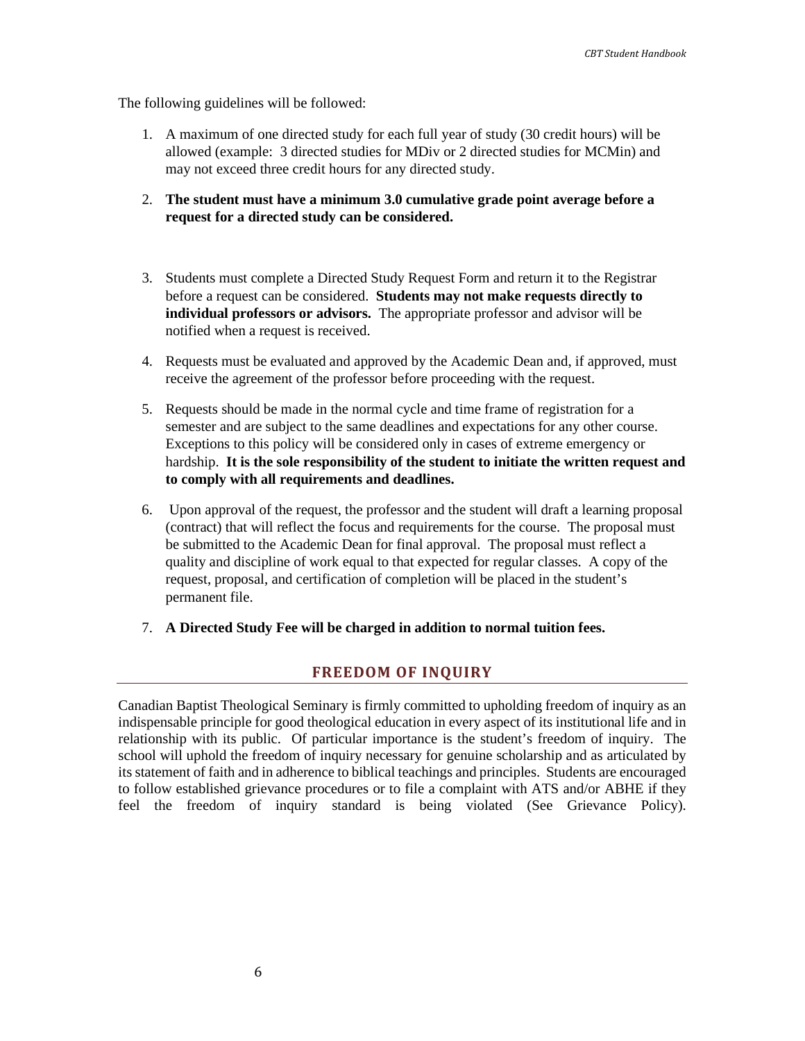The following guidelines will be followed:

1. A maximum of one directed study for each full year of study (30 credit hours) will be allowed (example: 3 directed studies for MDiv or 2 directed studies for MCMin) and may not exceed three credit hours for any directed study.
2. **The student must have a minimum 3.0 cumulative grade point average before a request for a directed study can be considered.**
3. Students must complete a Directed Study Request Form and return it to the Registrar before a request can be considered. **Students may not make requests directly to individual professors or advisors.** The appropriate professor and advisor will be notified when a request is received.
4. Requests must be evaluated and approved by the Academic Dean and, if approved, must receive the agreement of the professor before proceeding with the request.
5. Requests should be made in the normal cycle and time frame of registration for a semester and are subject to the same deadlines and expectations for any other course. Exceptions to this policy will be considered only in cases of extreme emergency or hardship. **It is the sole responsibility of the student to initiate the written request and to comply with all requirements and deadlines.**
6. Upon approval of the request, the professor and the student will draft a learning proposal (contract) that will reflect the focus and requirements for the course. The proposal must be submitted to the Academic Dean for final approval. The proposal must reflect a quality and discipline of work equal to that expected for regular classes. A copy of the request, proposal, and certification of completion will be placed in the student's permanent file.
7. **A Directed Study Fee will be charged in addition to normal tuition fees.**

## FREEDOM OF INQUIRY

Canadian Baptist Theological Seminary is firmly committed to upholding freedom of inquiry as an indispensable principle for good theological education in every aspect of its institutional life and in relationship with its public. Of particular importance is the student's freedom of inquiry. The school will uphold the freedom of inquiry necessary for genuine scholarship and as articulated by its statement of faith and in adherence to biblical teachings and principles. Students are encouraged to follow established grievance procedures or to file a complaint with ATS and/or ABHE if they feel the freedom of inquiry standard is being violated (See Grievance Policy).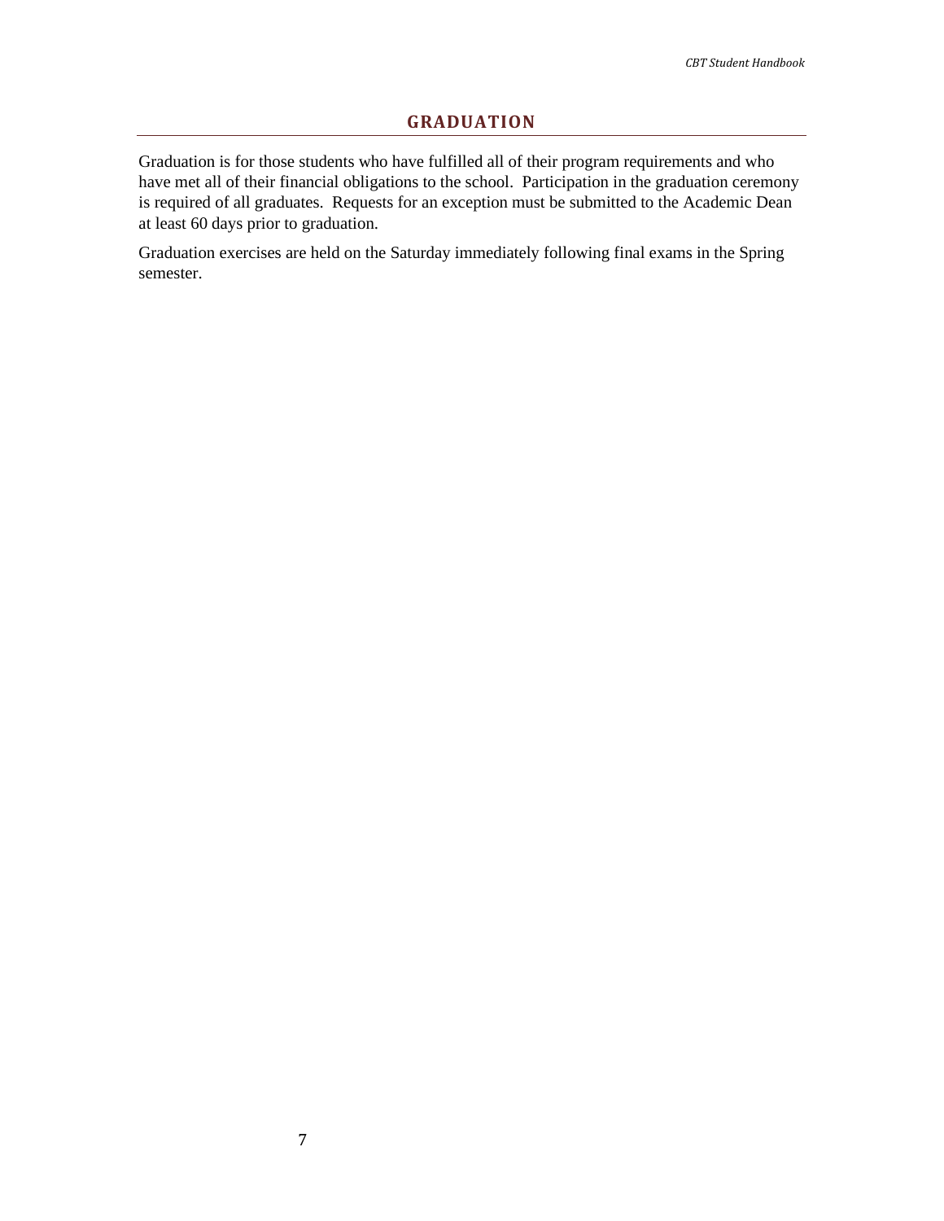## GRADUATION

Graduation is for those students who have fulfilled all of their program requirements and who have met all of their financial obligations to the school. Participation in the graduation ceremony is required of all graduates. Requests for an exception must be submitted to the Academic Dean at least 60 days prior to graduation.

Graduation exercises are held on the Saturday immediately following final exams in the Spring semester.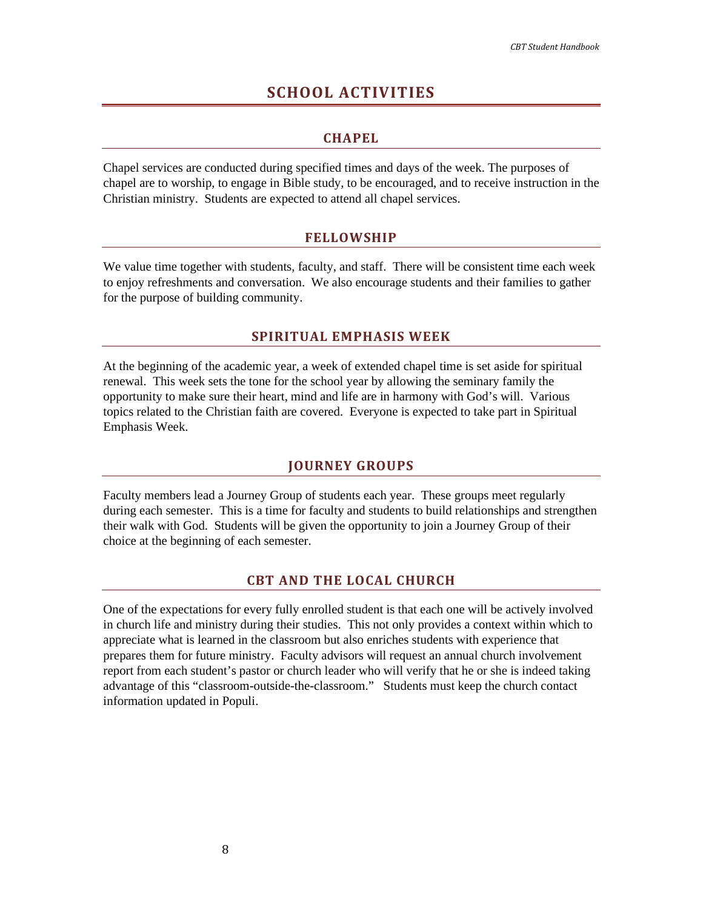# SCHOOL ACTIVITIES

## CHAPEL

Chapel services are conducted during specified times and days of the week. The purposes of chapel are to worship, to engage in Bible study, to be encouraged, and to receive instruction in the Christian ministry. Students are expected to attend all chapel services.

## FELLOWSHIP

We value time together with students, faculty, and staff. There will be consistent time each week to enjoy refreshments and conversation. We also encourage students and their families to gather for the purpose of building community.

## SPIRITUAL EMPHASIS WEEK

At the beginning of the academic year, a week of extended chapel time is set aside for spiritual renewal. This week sets the tone for the school year by allowing the seminary family the opportunity to make sure their heart, mind and life are in harmony with God's will. Various topics related to the Christian faith are covered. Everyone is expected to take part in Spiritual Emphasis Week.

## JOURNEY GROUPS

Faculty members lead a Journey Group of students each year. These groups meet regularly during each semester. This is a time for faculty and students to build relationships and strengthen their walk with God. Students will be given the opportunity to join a Journey Group of their choice at the beginning of each semester.

## CBT AND THE LOCAL CHURCH

One of the expectations for every fully enrolled student is that each one will be actively involved in church life and ministry during their studies. This not only provides a context within which to appreciate what is learned in the classroom but also enriches students with experience that prepares them for future ministry. Faculty advisors will request an annual church involvement report from each student's pastor or church leader who will verify that he or she is indeed taking advantage of this "classroom-outside-the-classroom." Students must keep the church contact information updated in Populi.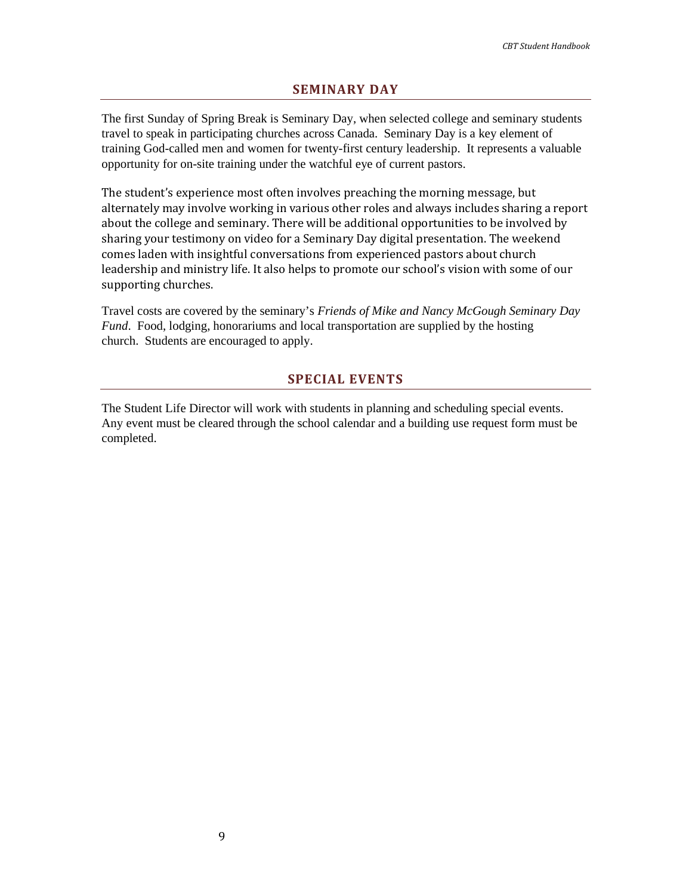## SEMINARY DAY

The first Sunday of Spring Break is Seminary Day, when selected college and seminary students travel to speak in participating churches across Canada. Seminary Day is a key element of training God-called men and women for twenty-first century leadership. It represents a valuable opportunity for on-site training under the watchful eye of current pastors.

The student's experience most often involves preaching the morning message, but alternately may involve working in various other roles and always includes sharing a report about the college and seminary. There will be additional opportunities to be involved by sharing your testimony on video for a Seminary Day digital presentation. The weekend comes laden with insightful conversations from experienced pastors about church leadership and ministry life. It also helps to promote our school's vision with some of our supporting churches.

Travel costs are covered by the seminary's *Friends of Mike and Nancy McGough Seminary Day Fund*. Food, lodging, honorariums and local transportation are supplied by the hosting church. Students are encouraged to apply.

## SPECIAL EVENTS

The Student Life Director will work with students in planning and scheduling special events. Any event must be cleared through the school calendar and a building use request form must be completed.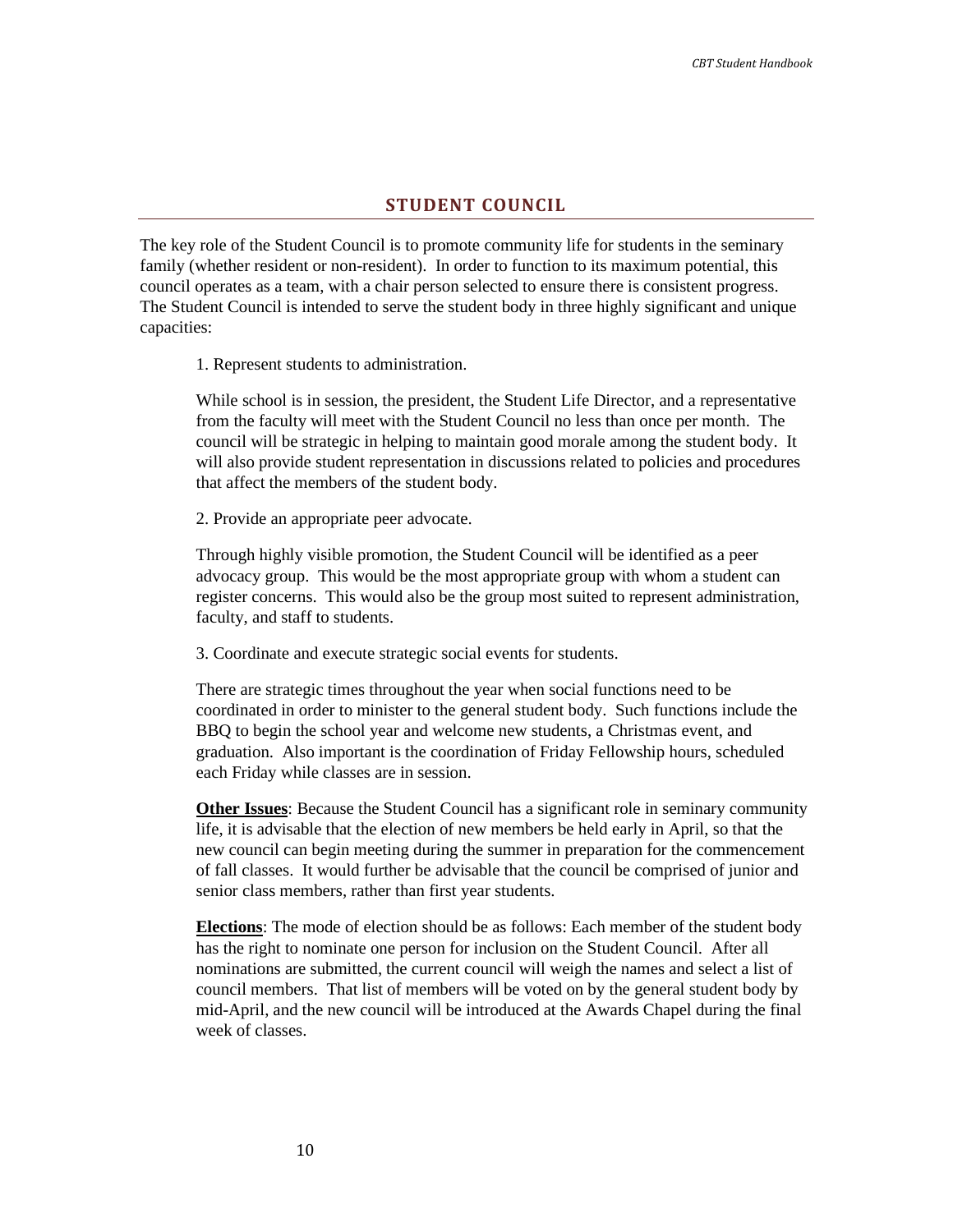## STUDENT COUNCIL

The key role of the Student Council is to promote community life for students in the seminary family (whether resident or non-resident). In order to function to its maximum potential, this council operates as a team, with a chair person selected to ensure there is consistent progress. The Student Council is intended to serve the student body in three highly significant and unique capacities:

1. Represent students to administration.

While school is in session, the president, the Student Life Director, and a representative from the faculty will meet with the Student Council no less than once per month. The council will be strategic in helping to maintain good morale among the student body. It will also provide student representation in discussions related to policies and procedures that affect the members of the student body.

2. Provide an appropriate peer advocate.

Through highly visible promotion, the Student Council will be identified as a peer advocacy group. This would be the most appropriate group with whom a student can register concerns. This would also be the group most suited to represent administration, faculty, and staff to students.

3. Coordinate and execute strategic social events for students.

There are strategic times throughout the year when social functions need to be coordinated in order to minister to the general student body. Such functions include the BBQ to begin the school year and welcome new students, a Christmas event, and graduation. Also important is the coordination of Friday Fellowship hours, scheduled each Friday while classes are in session.

**Other Issues**: Because the Student Council has a significant role in seminary community life, it is advisable that the election of new members be held early in April, so that the new council can begin meeting during the summer in preparation for the commencement of fall classes. It would further be advisable that the council be comprised of junior and senior class members, rather than first year students.

**Elections**: The mode of election should be as follows: Each member of the student body has the right to nominate one person for inclusion on the Student Council. After all nominations are submitted, the current council will weigh the names and select a list of council members. That list of members will be voted on by the general student body by mid-April, and the new council will be introduced at the Awards Chapel during the final week of classes.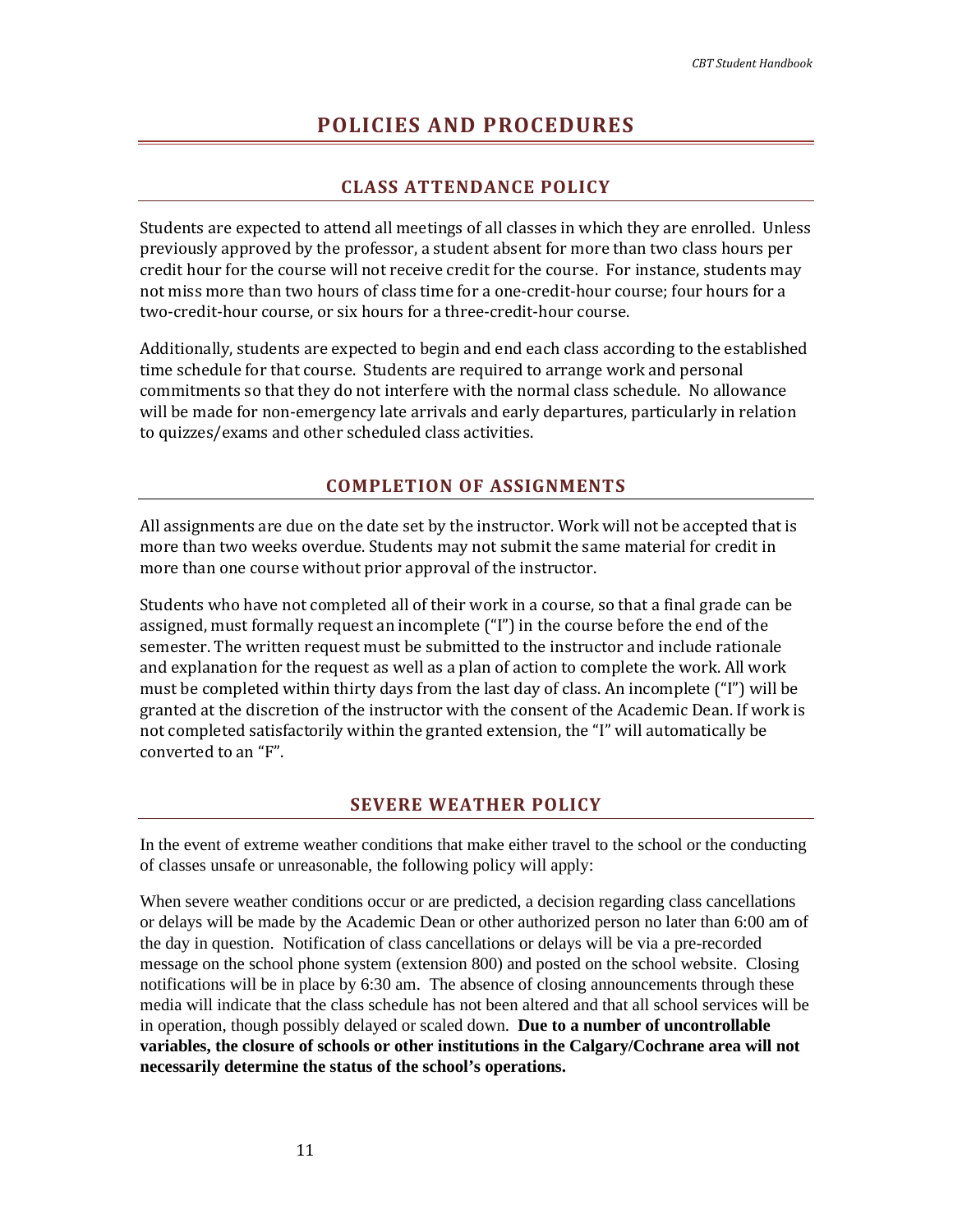# POLICIES AND PROCEDURES

## CLASS ATTENDANCE POLICY

Students are expected to attend all meetings of all classes in which they are enrolled. Unless previously approved by the professor, a student absent for more than two class hours per credit hour for the course will not receive credit for the course. For instance, students may not miss more than two hours of class time for a one-credit-hour course; four hours for a two-credit-hour course, or six hours for a three-credit-hour course.

Additionally, students are expected to begin and end each class according to the established time schedule for that course. Students are required to arrange work and personal commitments so that they do not interfere with the normal class schedule. No allowance will be made for non-emergency late arrivals and early departures, particularly in relation to quizzes/exams and other scheduled class activities.

## COMPLETION OF ASSIGNMENTS

All assignments are due on the date set by the instructor. Work will not be accepted that is more than two weeks overdue. Students may not submit the same material for credit in more than one course without prior approval of the instructor.

Students who have not completed all of their work in a course, so that a final grade can be assigned, must formally request an incomplete ("I") in the course before the end of the semester. The written request must be submitted to the instructor and include rationale and explanation for the request as well as a plan of action to complete the work. All work must be completed within thirty days from the last day of class. An incomplete ("I") will be granted at the discretion of the instructor with the consent of the Academic Dean. If work is not completed satisfactorily within the granted extension, the "I" will automatically be converted to an "F".

## SEVERE WEATHER POLICY

In the event of extreme weather conditions that make either travel to the school or the conducting of classes unsafe or unreasonable, the following policy will apply:

When severe weather conditions occur or are predicted, a decision regarding class cancellations or delays will be made by the Academic Dean or other authorized person no later than 6:00 am of the day in question. Notification of class cancellations or delays will be via a pre-recorded message on the school phone system (extension 800) and posted on the school website. Closing notifications will be in place by 6:30 am. The absence of closing announcements through these media will indicate that the class schedule has not been altered and that all school services will be in operation, though possibly delayed or scaled down. **Due to a number of uncontrollable variables, the closure of schools or other institutions in the Calgary/Cochrane area will not necessarily determine the status of the school's operations.**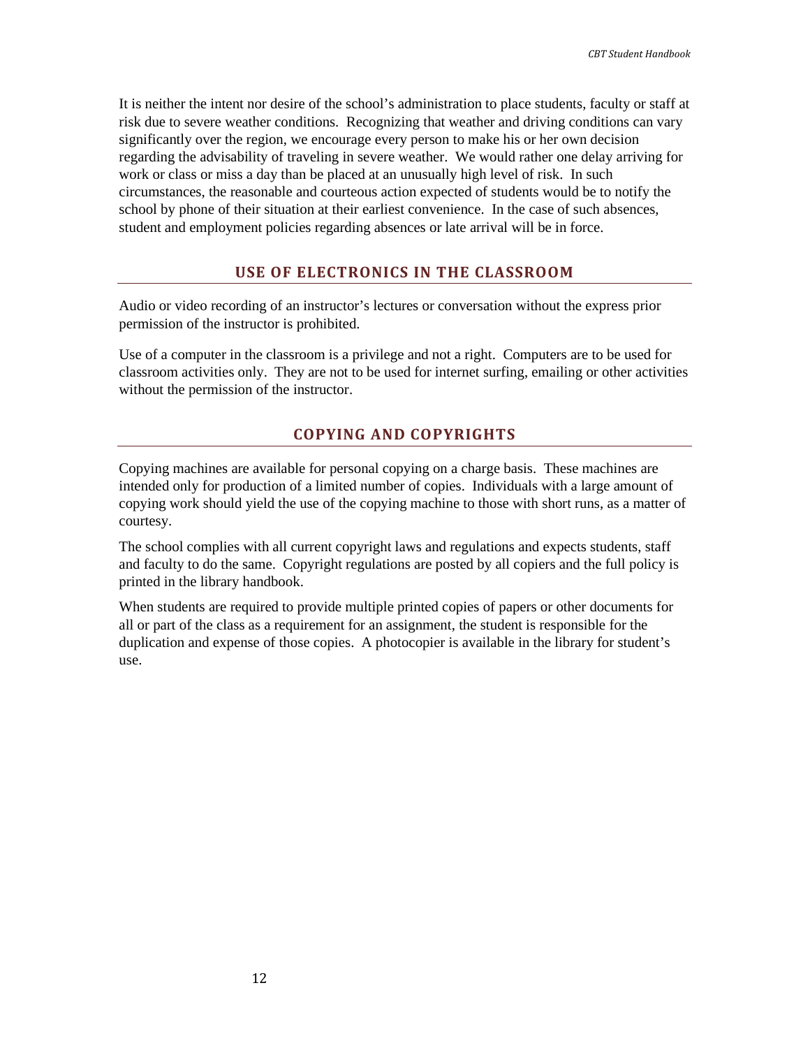It is neither the intent nor desire of the school's administration to place students, faculty or staff at risk due to severe weather conditions. Recognizing that weather and driving conditions can vary significantly over the region, we encourage every person to make his or her own decision regarding the advisability of traveling in severe weather. We would rather one delay arriving for work or class or miss a day than be placed at an unusually high level of risk. In such circumstances, the reasonable and courteous action expected of students would be to notify the school by phone of their situation at their earliest convenience. In the case of such absences, student and employment policies regarding absences or late arrival will be in force.

## USE OF ELECTRONICS IN THE CLASSROOM

Audio or video recording of an instructor's lectures or conversation without the express prior permission of the instructor is prohibited.

Use of a computer in the classroom is a privilege and not a right. Computers are to be used for classroom activities only. They are not to be used for internet surfing, emailing or other activities without the permission of the instructor.

## COPYING AND COPYRIGHTS

Copying machines are available for personal copying on a charge basis. These machines are intended only for production of a limited number of copies. Individuals with a large amount of copying work should yield the use of the copying machine to those with short runs, as a matter of courtesy.

The school complies with all current copyright laws and regulations and expects students, staff and faculty to do the same. Copyright regulations are posted by all copiers and the full policy is printed in the library handbook.

When students are required to provide multiple printed copies of papers or other documents for all or part of the class as a requirement for an assignment, the student is responsible for the duplication and expense of those copies. A photocopier is available in the library for student's use.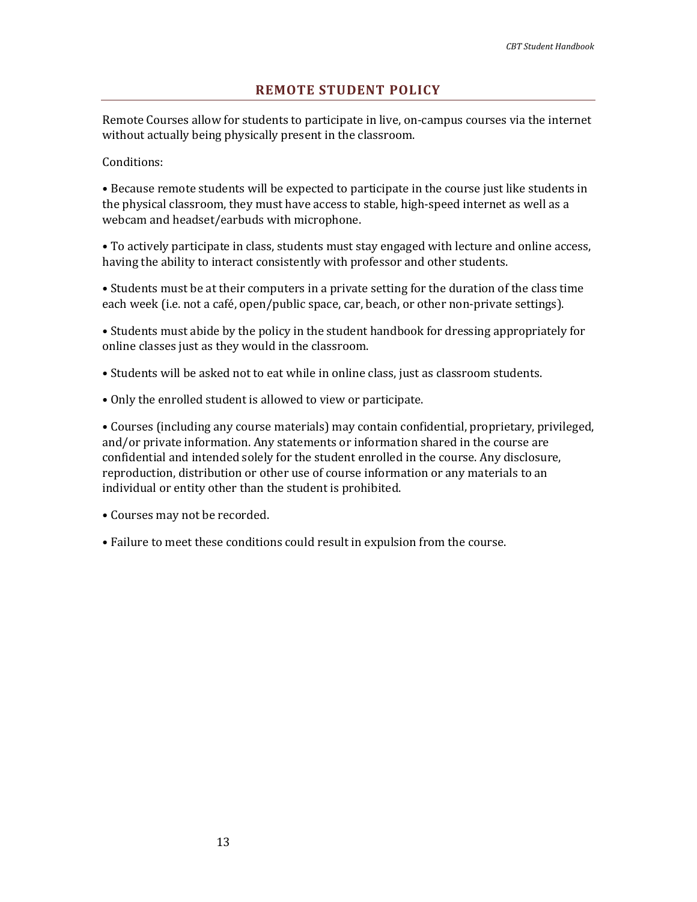## REMOTE STUDENT POLICY

Remote Courses allow for students to participate in live, on-campus courses via the internet without actually being physically present in the classroom.

Conditions:

- Because remote students will be expected to participate in the course just like students in the physical classroom, they must have access to stable, high-speed internet as well as a webcam and headset/earbuds with microphone.
- To actively participate in class, students must stay engaged with lecture and online access, having the ability to interact consistently with professor and other students.
- Students must be at their computers in a private setting for the duration of the class time each week (i.e. not a café, open/public space, car, beach, or other non-private settings).
- Students must abide by the policy in the student handbook for dressing appropriately for online classes just as they would in the classroom.
- Students will be asked not to eat while in online class, just as classroom students.
- Only the enrolled student is allowed to view or participate.
- Courses (including any course materials) may contain confidential, proprietary, privileged, and/or private information. Any statements or information shared in the course are confidential and intended solely for the student enrolled in the course. Any disclosure, reproduction, distribution or other use of course information or any materials to an individual or entity other than the student is prohibited.
- Courses may not be recorded.
- Failure to meet these conditions could result in expulsion from the course.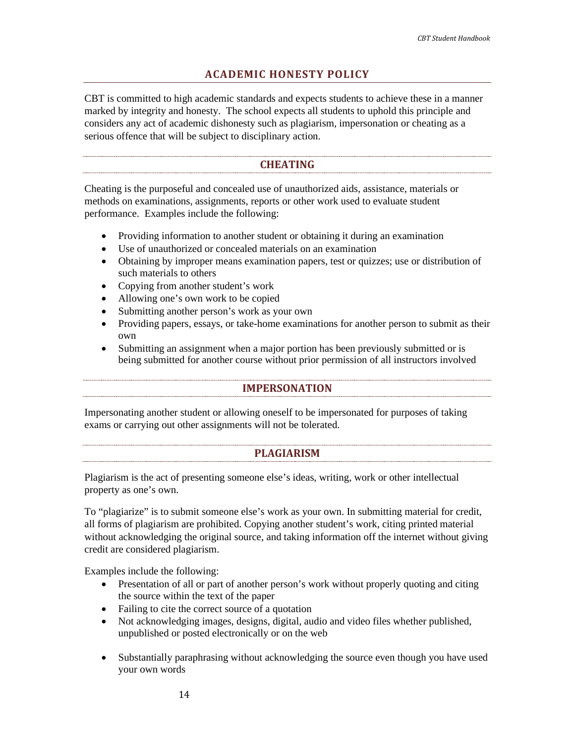## ACADEMIC HONESTY POLICY

CBT is committed to high academic standards and expects students to achieve these in a manner marked by integrity and honesty. The school expects all students to uphold this principle and considers any act of academic dishonesty such as plagiarism, impersonation or cheating as a serious offence that will be subject to disciplinary action.

### CHEATING

Cheating is the purposeful and concealed use of unauthorized aids, assistance, materials or methods on examinations, assignments, reports or other work used to evaluate student performance. Examples include the following:

- Providing information to another student or obtaining it during an examination
- Use of unauthorized or concealed materials on an examination
- Obtaining by improper means examination papers, test or quizzes; use or distribution of such materials to others
- Copying from another student's work
- Allowing one's own work to be copied
- Submitting another person's work as your own
- Providing papers, essays, or take-home examinations for another person to submit as their own
- Submitting an assignment when a major portion has been previously submitted or is being submitted for another course without prior permission of all instructors involved

### IMPERSONATION

Impersonating another student or allowing oneself to be impersonated for purposes of taking exams or carrying out other assignments will not be tolerated.

### PLAGIARISM

Plagiarism is the act of presenting someone else's ideas, writing, work or other intellectual property as one's own.

To "plagiarize" is to submit someone else's work as your own. In submitting material for credit, all forms of plagiarism are prohibited. Copying another student's work, citing printed material without acknowledging the original source, and taking information off the internet without giving credit are considered plagiarism.

Examples include the following:

- Presentation of all or part of another person's work without properly quoting and citing the source within the text of the paper
- Failing to cite the correct source of a quotation
- Not acknowledging images, designs, digital, audio and video files whether published, unpublished or posted electronically or on the web
- Substantially paraphrasing without acknowledging the source even though you have used your own words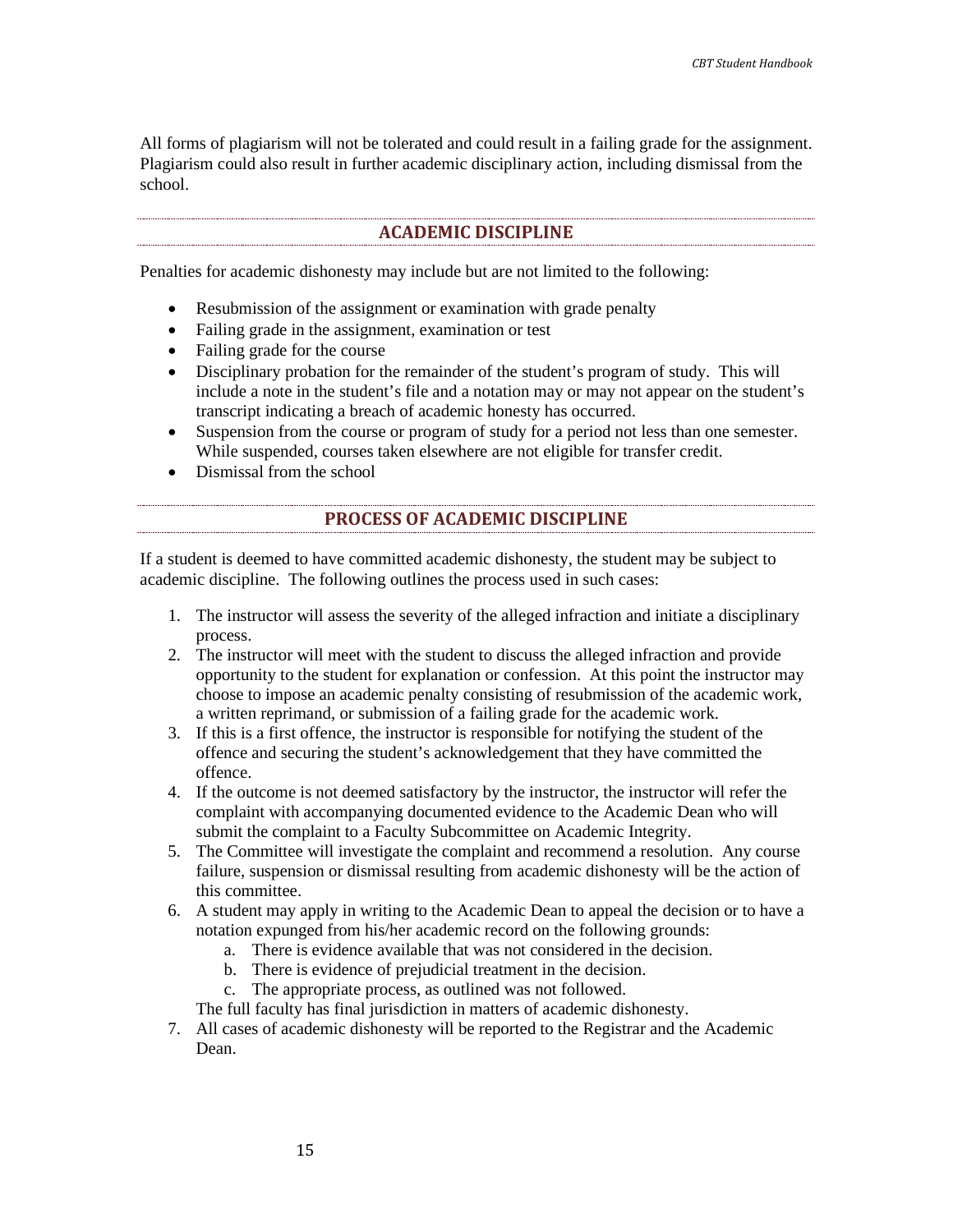All forms of plagiarism will not be tolerated and could result in a failing grade for the assignment. Plagiarism could also result in further academic disciplinary action, including dismissal from the school.

## ACADEMIC DISCIPLINE

Penalties for academic dishonesty may include but are not limited to the following:

- Resubmission of the assignment or examination with grade penalty
- Failing grade in the assignment, examination or test
- Failing grade for the course
- Disciplinary probation for the remainder of the student's program of study. This will include a note in the student's file and a notation may or may not appear on the student's transcript indicating a breach of academic honesty has occurred.
- Suspension from the course or program of study for a period not less than one semester. While suspended, courses taken elsewhere are not eligible for transfer credit.
- Dismissal from the school

## PROCESS OF ACADEMIC DISCIPLINE

If a student is deemed to have committed academic dishonesty, the student may be subject to academic discipline. The following outlines the process used in such cases:

1. The instructor will assess the severity of the alleged infraction and initiate a disciplinary process.
2. The instructor will meet with the student to discuss the alleged infraction and provide opportunity to the student for explanation or confession. At this point the instructor may choose to impose an academic penalty consisting of resubmission of the academic work, a written reprimand, or submission of a failing grade for the academic work.
3. If this is a first offence, the instructor is responsible for notifying the student of the offence and securing the student's acknowledgement that they have committed the offence.
4. If the outcome is not deemed satisfactory by the instructor, the instructor will refer the complaint with accompanying documented evidence to the Academic Dean who will submit the complaint to a Faculty Subcommittee on Academic Integrity.
5. The Committee will investigate the complaint and recommend a resolution. Any course failure, suspension or dismissal resulting from academic dishonesty will be the action of this committee.
6. A student may apply in writing to the Academic Dean to appeal the decision or to have a notation expunged from his/her academic record on the following grounds:
   a. There is evidence available that was not considered in the decision.
   b. There is evidence of prejudicial treatment in the decision.
   c. The appropriate process, as outlined was not followed.

   The full faculty has final jurisdiction in matters of academic dishonesty.
7. All cases of academic dishonesty will be reported to the Registrar and the Academic Dean.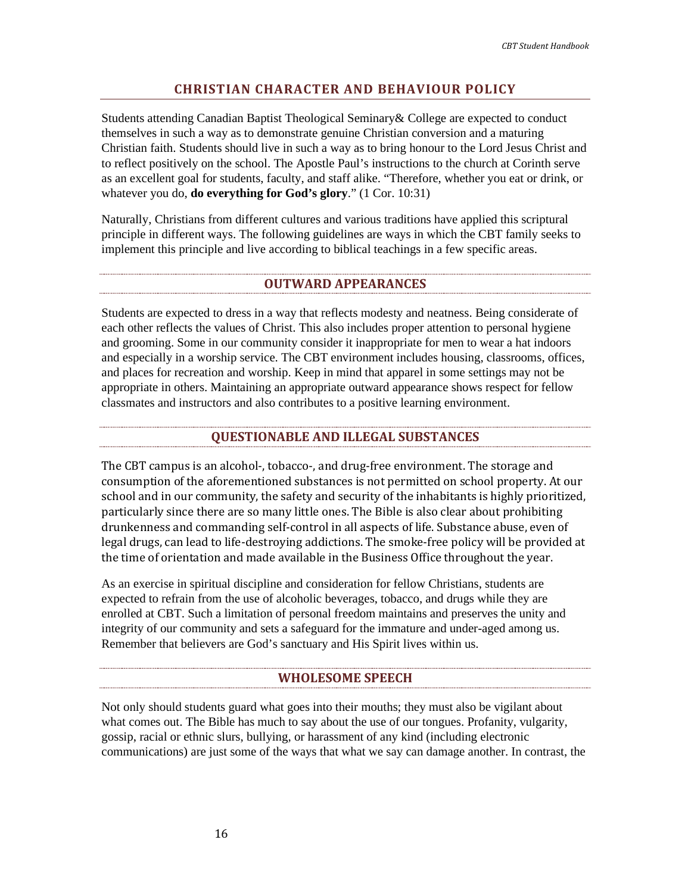## CHRISTIAN CHARACTER AND BEHAVIOUR POLICY

Students attending Canadian Baptist Theological Seminary& College are expected to conduct themselves in such a way as to demonstrate genuine Christian conversion and a maturing Christian faith. Students should live in such a way as to bring honour to the Lord Jesus Christ and to reflect positively on the school. The Apostle Paul's instructions to the church at Corinth serve as an excellent goal for students, faculty, and staff alike. "Therefore, whether you eat or drink, or whatever you do, **do everything for God's glory**." (1 Cor. 10:31)

Naturally, Christians from different cultures and various traditions have applied this scriptural principle in different ways. The following guidelines are ways in which the CBT family seeks to implement this principle and live according to biblical teachings in a few specific areas.

### OUTWARD APPEARANCES

Students are expected to dress in a way that reflects modesty and neatness. Being considerate of each other reflects the values of Christ. This also includes proper attention to personal hygiene and grooming. Some in our community consider it inappropriate for men to wear a hat indoors and especially in a worship service. The CBT environment includes housing, classrooms, offices, and places for recreation and worship. Keep in mind that apparel in some settings may not be appropriate in others. Maintaining an appropriate outward appearance shows respect for fellow classmates and instructors and also contributes to a positive learning environment.

### QUESTIONABLE AND ILLEGAL SUBSTANCES

The CBT campus is an alcohol-, tobacco-, and drug-free environment. The storage and consumption of the aforementioned substances is not permitted on school property. At our school and in our community, the safety and security of the inhabitants is highly prioritized, particularly since there are so many little ones. The Bible is also clear about prohibiting drunkenness and commanding self-control in all aspects of life. Substance abuse, even of legal drugs, can lead to life-destroying addictions. The smoke-free policy will be provided at the time of orientation and made available in the Business Office throughout the year.

As an exercise in spiritual discipline and consideration for fellow Christians, students are expected to refrain from the use of alcoholic beverages, tobacco, and drugs while they are enrolled at CBT. Such a limitation of personal freedom maintains and preserves the unity and integrity of our community and sets a safeguard for the immature and under-aged among us. Remember that believers are God's sanctuary and His Spirit lives within us.

### WHOLESOME SPEECH

Not only should students guard what goes into their mouths; they must also be vigilant about what comes out. The Bible has much to say about the use of our tongues. Profanity, vulgarity, gossip, racial or ethnic slurs, bullying, or harassment of any kind (including electronic communications) are just some of the ways that what we say can damage another. In contrast, the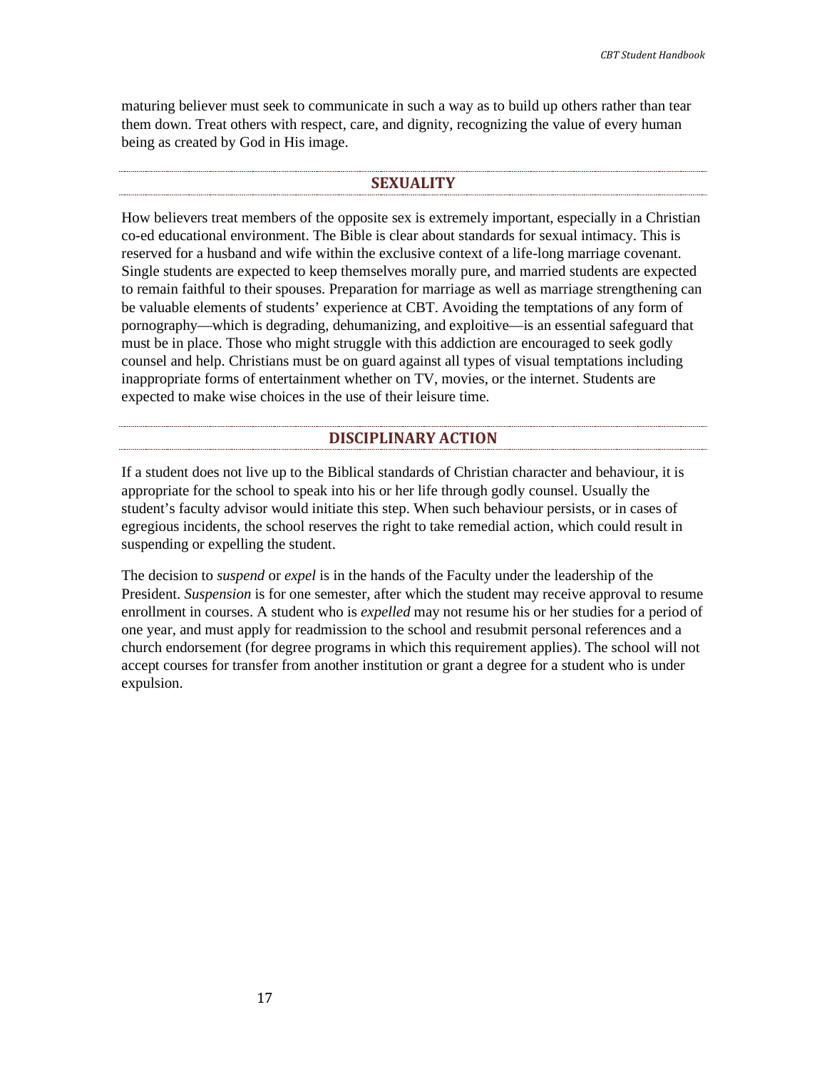maturing believer must seek to communicate in such a way as to build up others rather than tear them down. Treat others with respect, care, and dignity, recognizing the value of every human being as created by God in His image.

## SEXUALITY

How believers treat members of the opposite sex is extremely important, especially in a Christian co-ed educational environment. The Bible is clear about standards for sexual intimacy. This is reserved for a husband and wife within the exclusive context of a life-long marriage covenant. Single students are expected to keep themselves morally pure, and married students are expected to remain faithful to their spouses. Preparation for marriage as well as marriage strengthening can be valuable elements of students' experience at CBT. Avoiding the temptations of any form of pornography—which is degrading, dehumanizing, and exploitive—is an essential safeguard that must be in place. Those who might struggle with this addiction are encouraged to seek godly counsel and help. Christians must be on guard against all types of visual temptations including inappropriate forms of entertainment whether on TV, movies, or the internet. Students are expected to make wise choices in the use of their leisure time.

## DISCIPLINARY ACTION

If a student does not live up to the Biblical standards of Christian character and behaviour, it is appropriate for the school to speak into his or her life through godly counsel. Usually the student's faculty advisor would initiate this step. When such behaviour persists, or in cases of egregious incidents, the school reserves the right to take remedial action, which could result in suspending or expelling the student.

The decision to *suspend* or *expel* is in the hands of the Faculty under the leadership of the President. *Suspension* is for one semester, after which the student may receive approval to resume enrollment in courses. A student who is *expelled* may not resume his or her studies for a period of one year, and must apply for readmission to the school and resubmit personal references and a church endorsement (for degree programs in which this requirement applies). The school will not accept courses for transfer from another institution or grant a degree for a student who is under expulsion.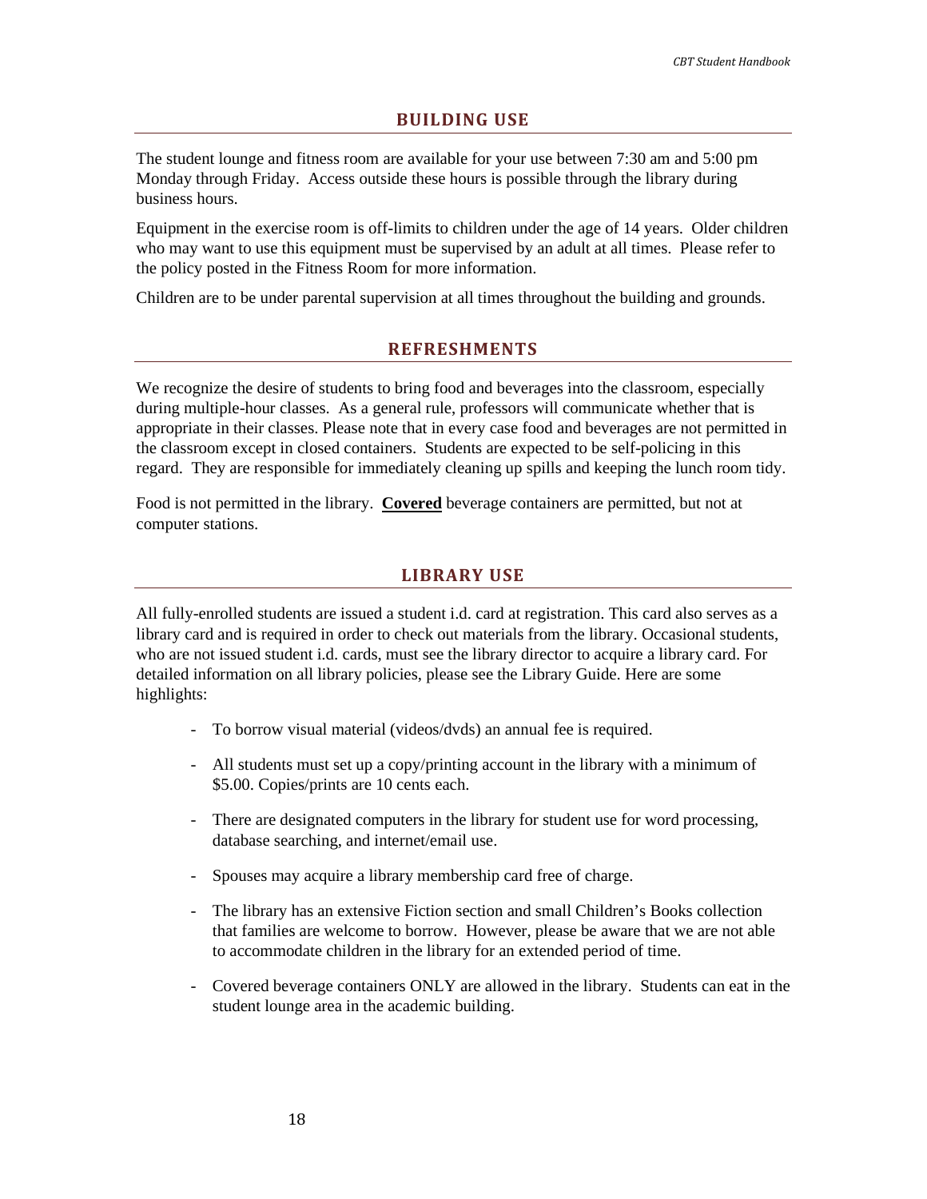## BUILDING USE

The student lounge and fitness room are available for your use between 7:30 am and 5:00 pm Monday through Friday. Access outside these hours is possible through the library during business hours.

Equipment in the exercise room is off-limits to children under the age of 14 years. Older children who may want to use this equipment must be supervised by an adult at all times. Please refer to the policy posted in the Fitness Room for more information.

Children are to be under parental supervision at all times throughout the building and grounds.

## REFRESHMENTS

We recognize the desire of students to bring food and beverages into the classroom, especially during multiple-hour classes. As a general rule, professors will communicate whether that is appropriate in their classes. Please note that in every case food and beverages are not permitted in the classroom except in closed containers. Students are expected to be self-policing in this regard. They are responsible for immediately cleaning up spills and keeping the lunch room tidy.

Food is not permitted in the library. **Covered** beverage containers are permitted, but not at computer stations.

## LIBRARY USE

All fully-enrolled students are issued a student i.d. card at registration. This card also serves as a library card and is required in order to check out materials from the library. Occasional students, who are not issued student i.d. cards, must see the library director to acquire a library card. For detailed information on all library policies, please see the Library Guide. Here are some highlights:

- To borrow visual material (videos/dvds) an annual fee is required.
- All students must set up a copy/printing account in the library with a minimum of $5.00. Copies/prints are 10 cents each.
- There are designated computers in the library for student use for word processing, database searching, and internet/email use.
- Spouses may acquire a library membership card free of charge.
- The library has an extensive Fiction section and small Children's Books collection that families are welcome to borrow. However, please be aware that we are not able to accommodate children in the library for an extended period of time.
- Covered beverage containers ONLY are allowed in the library. Students can eat in the student lounge area in the academic building.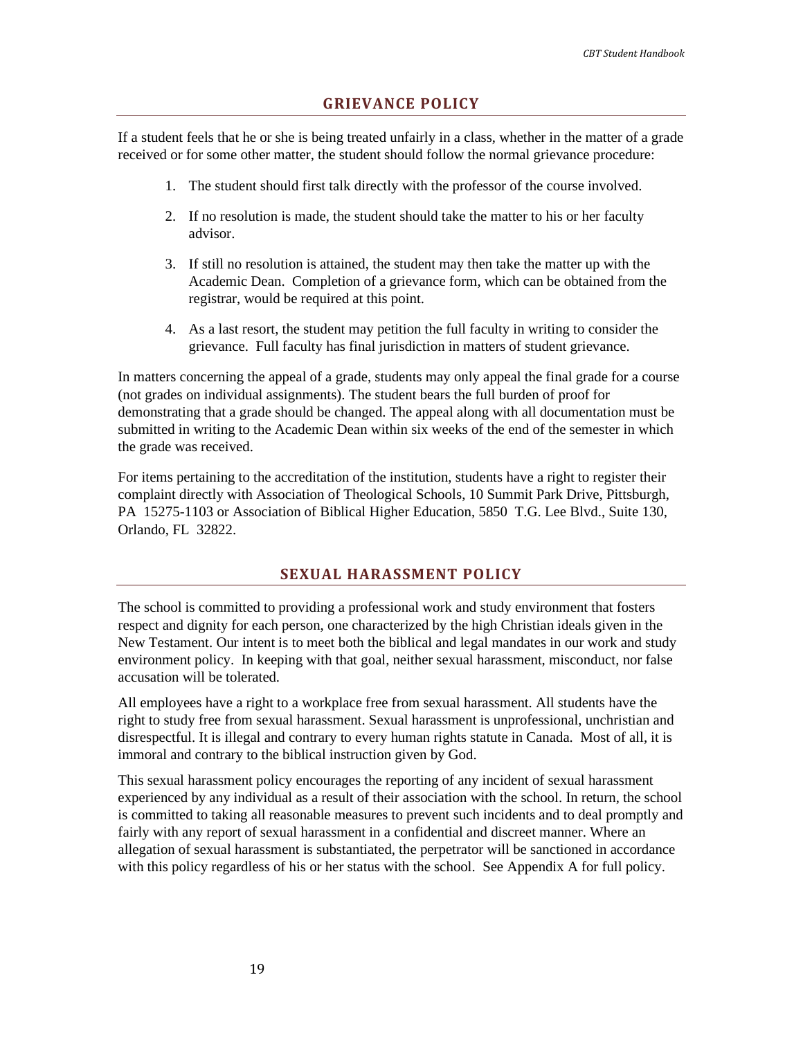## GRIEVANCE POLICY

If a student feels that he or she is being treated unfairly in a class, whether in the matter of a grade received or for some other matter, the student should follow the normal grievance procedure:

1. The student should first talk directly with the professor of the course involved.
2. If no resolution is made, the student should take the matter to his or her faculty advisor.
3. If still no resolution is attained, the student may then take the matter up with the Academic Dean. Completion of a grievance form, which can be obtained from the registrar, would be required at this point.
4. As a last resort, the student may petition the full faculty in writing to consider the grievance. Full faculty has final jurisdiction in matters of student grievance.

In matters concerning the appeal of a grade, students may only appeal the final grade for a course (not grades on individual assignments). The student bears the full burden of proof for demonstrating that a grade should be changed. The appeal along with all documentation must be submitted in writing to the Academic Dean within six weeks of the end of the semester in which the grade was received.

For items pertaining to the accreditation of the institution, students have a right to register their complaint directly with Association of Theological Schools, 10 Summit Park Drive, Pittsburgh, PA 15275-1103 or Association of Biblical Higher Education, 5850 T.G. Lee Blvd., Suite 130, Orlando, FL 32822.

## SEXUAL HARASSMENT POLICY

The school is committed to providing a professional work and study environment that fosters respect and dignity for each person, one characterized by the high Christian ideals given in the New Testament. Our intent is to meet both the biblical and legal mandates in our work and study environment policy. In keeping with that goal, neither sexual harassment, misconduct, nor false accusation will be tolerated.

All employees have a right to a workplace free from sexual harassment. All students have the right to study free from sexual harassment. Sexual harassment is unprofessional, unchristian and disrespectful. It is illegal and contrary to every human rights statute in Canada. Most of all, it is immoral and contrary to the biblical instruction given by God.

This sexual harassment policy encourages the reporting of any incident of sexual harassment experienced by any individual as a result of their association with the school. In return, the school is committed to taking all reasonable measures to prevent such incidents and to deal promptly and fairly with any report of sexual harassment in a confidential and discreet manner. Where an allegation of sexual harassment is substantiated, the perpetrator will be sanctioned in accordance with this policy regardless of his or her status with the school. See Appendix A for full policy.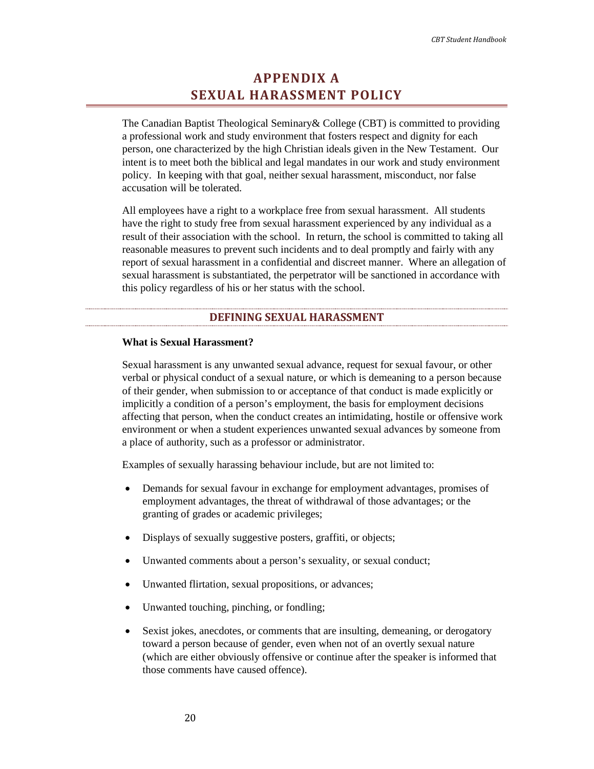# APPENDIX A
# SEXUAL HARASSMENT POLICY

The Canadian Baptist Theological Seminary& College (CBT) is committed to providing a professional work and study environment that fosters respect and dignity for each person, one characterized by the high Christian ideals given in the New Testament. Our intent is to meet both the biblical and legal mandates in our work and study environment policy. In keeping with that goal, neither sexual harassment, misconduct, nor false accusation will be tolerated.

All employees have a right to a workplace free from sexual harassment. All students have the right to study free from sexual harassment experienced by any individual as a result of their association with the school. In return, the school is committed to taking all reasonable measures to prevent such incidents and to deal promptly and fairly with any report of sexual harassment in a confidential and discreet manner. Where an allegation of sexual harassment is substantiated, the perpetrator will be sanctioned in accordance with this policy regardless of his or her status with the school.

## DEFINING SEXUAL HARASSMENT

**What is Sexual Harassment?**

Sexual harassment is any unwanted sexual advance, request for sexual favour, or other verbal or physical conduct of a sexual nature, or which is demeaning to a person because of their gender, when submission to or acceptance of that conduct is made explicitly or implicitly a condition of a person's employment, the basis for employment decisions affecting that person, when the conduct creates an intimidating, hostile or offensive work environment or when a student experiences unwanted sexual advances by someone from a place of authority, such as a professor or administrator.

Examples of sexually harassing behaviour include, but are not limited to:

- Demands for sexual favour in exchange for employment advantages, promises of employment advantages, the threat of withdrawal of those advantages; or the granting of grades or academic privileges;
- Displays of sexually suggestive posters, graffiti, or objects;
- Unwanted comments about a person's sexuality, or sexual conduct;
- Unwanted flirtation, sexual propositions, or advances;
- Unwanted touching, pinching, or fondling;
- Sexist jokes, anecdotes, or comments that are insulting, demeaning, or derogatory toward a person because of gender, even when not of an overtly sexual nature (which are either obviously offensive or continue after the speaker is informed that those comments have caused offence).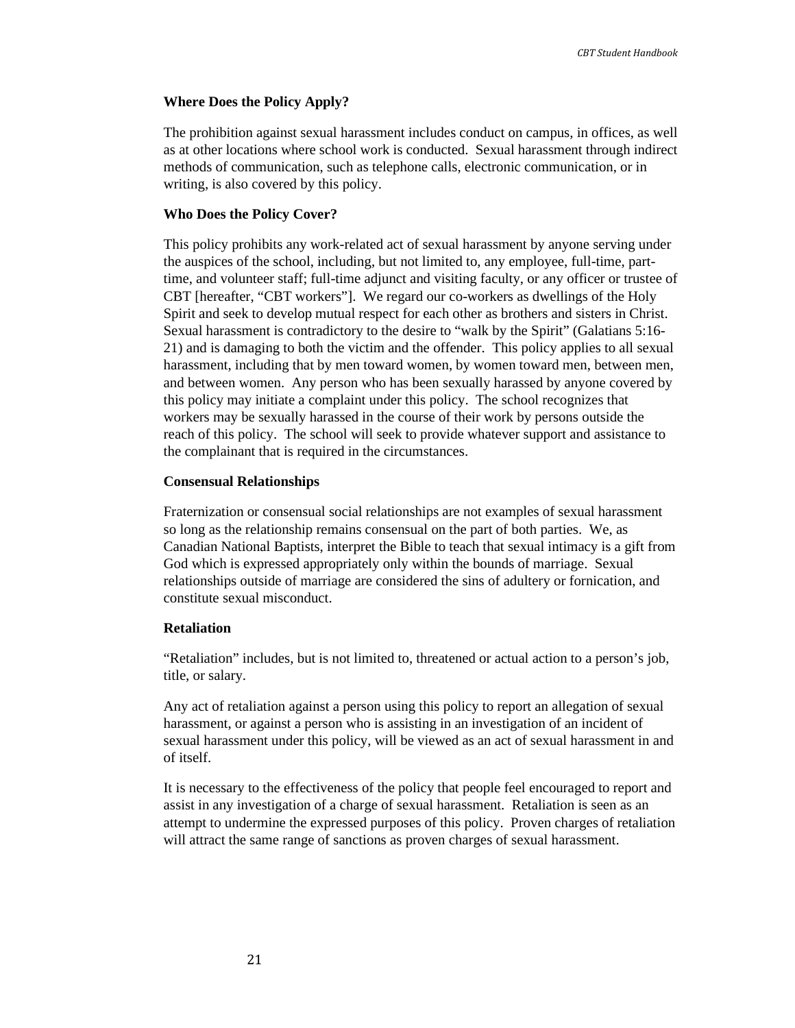**Where Does the Policy Apply?**

The prohibition against sexual harassment includes conduct on campus, in offices, as well as at other locations where school work is conducted. Sexual harassment through indirect methods of communication, such as telephone calls, electronic communication, or in writing, is also covered by this policy.

**Who Does the Policy Cover?**

This policy prohibits any work-related act of sexual harassment by anyone serving under the auspices of the school, including, but not limited to, any employee, full-time, part-time, and volunteer staff; full-time adjunct and visiting faculty, or any officer or trustee of CBT [hereafter, "CBT workers"]. We regard our co-workers as dwellings of the Holy Spirit and seek to develop mutual respect for each other as brothers and sisters in Christ. Sexual harassment is contradictory to the desire to "walk by the Spirit" (Galatians 5:16-21) and is damaging to both the victim and the offender. This policy applies to all sexual harassment, including that by men toward women, by women toward men, between men, and between women. Any person who has been sexually harassed by anyone covered by this policy may initiate a complaint under this policy. The school recognizes that workers may be sexually harassed in the course of their work by persons outside the reach of this policy. The school will seek to provide whatever support and assistance to the complainant that is required in the circumstances.

**Consensual Relationships**

Fraternization or consensual social relationships are not examples of sexual harassment so long as the relationship remains consensual on the part of both parties. We, as Canadian National Baptists, interpret the Bible to teach that sexual intimacy is a gift from God which is expressed appropriately only within the bounds of marriage. Sexual relationships outside of marriage are considered the sins of adultery or fornication, and constitute sexual misconduct.

**Retaliation**

"Retaliation" includes, but is not limited to, threatened or actual action to a person's job, title, or salary.

Any act of retaliation against a person using this policy to report an allegation of sexual harassment, or against a person who is assisting in an investigation of an incident of sexual harassment under this policy, will be viewed as an act of sexual harassment in and of itself.

It is necessary to the effectiveness of the policy that people feel encouraged to report and assist in any investigation of a charge of sexual harassment. Retaliation is seen as an attempt to undermine the expressed purposes of this policy. Proven charges of retaliation will attract the same range of sanctions as proven charges of sexual harassment.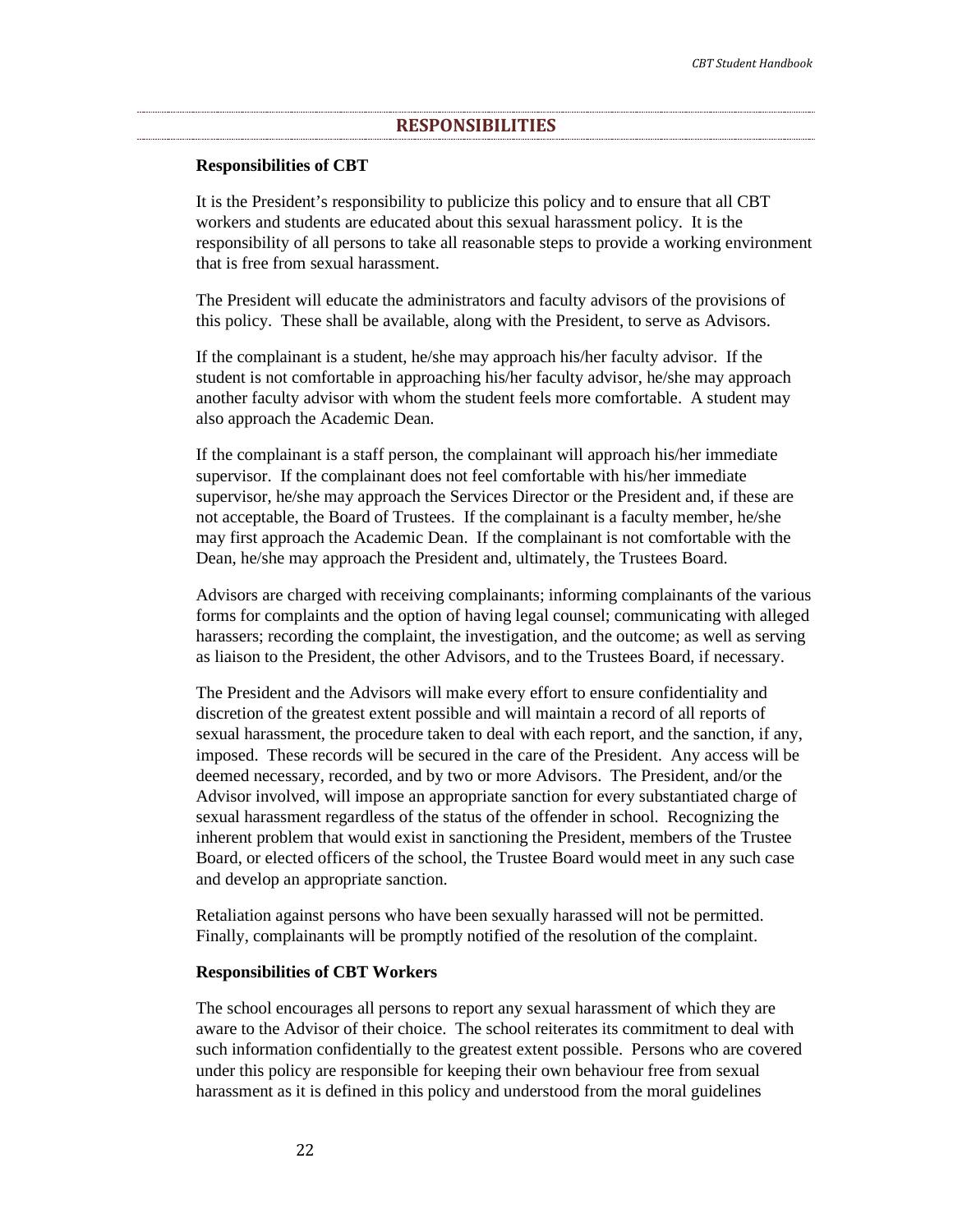## RESPONSIBILITIES

**Responsibilities of CBT**

It is the President's responsibility to publicize this policy and to ensure that all CBT workers and students are educated about this sexual harassment policy. It is the responsibility of all persons to take all reasonable steps to provide a working environment that is free from sexual harassment.

The President will educate the administrators and faculty advisors of the provisions of this policy. These shall be available, along with the President, to serve as Advisors.

If the complainant is a student, he/she may approach his/her faculty advisor. If the student is not comfortable in approaching his/her faculty advisor, he/she may approach another faculty advisor with whom the student feels more comfortable. A student may also approach the Academic Dean.

If the complainant is a staff person, the complainant will approach his/her immediate supervisor. If the complainant does not feel comfortable with his/her immediate supervisor, he/she may approach the Services Director or the President and, if these are not acceptable, the Board of Trustees. If the complainant is a faculty member, he/she may first approach the Academic Dean. If the complainant is not comfortable with the Dean, he/she may approach the President and, ultimately, the Trustees Board.

Advisors are charged with receiving complainants; informing complainants of the various forms for complaints and the option of having legal counsel; communicating with alleged harassers; recording the complaint, the investigation, and the outcome; as well as serving as liaison to the President, the other Advisors, and to the Trustees Board, if necessary.

The President and the Advisors will make every effort to ensure confidentiality and discretion of the greatest extent possible and will maintain a record of all reports of sexual harassment, the procedure taken to deal with each report, and the sanction, if any, imposed. These records will be secured in the care of the President. Any access will be deemed necessary, recorded, and by two or more Advisors. The President, and/or the Advisor involved, will impose an appropriate sanction for every substantiated charge of sexual harassment regardless of the status of the offender in school. Recognizing the inherent problem that would exist in sanctioning the President, members of the Trustee Board, or elected officers of the school, the Trustee Board would meet in any such case and develop an appropriate sanction.

Retaliation against persons who have been sexually harassed will not be permitted. Finally, complainants will be promptly notified of the resolution of the complaint.

**Responsibilities of CBT Workers**

The school encourages all persons to report any sexual harassment of which they are aware to the Advisor of their choice. The school reiterates its commitment to deal with such information confidentially to the greatest extent possible. Persons who are covered under this policy are responsible for keeping their own behaviour free from sexual harassment as it is defined in this policy and understood from the moral guidelines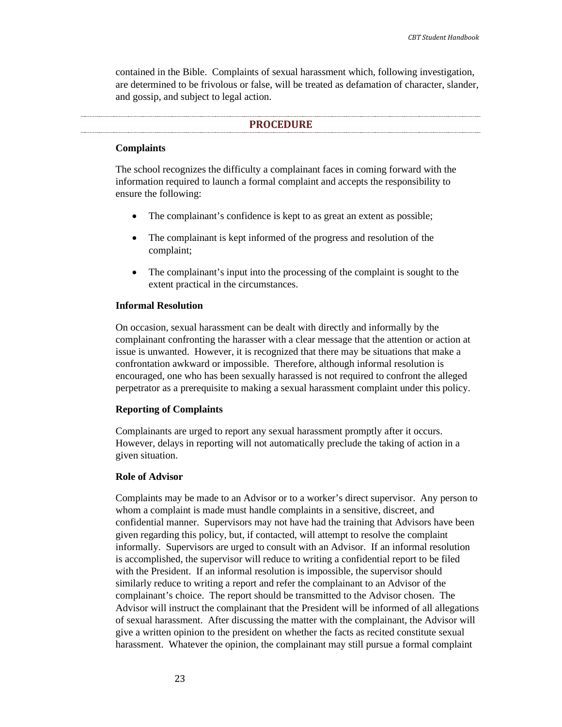contained in the Bible. Complaints of sexual harassment which, following investigation, are determined to be frivolous or false, will be treated as defamation of character, slander, and gossip, and subject to legal action.

## PROCEDURE

**Complaints**

The school recognizes the difficulty a complainant faces in coming forward with the information required to launch a formal complaint and accepts the responsibility to ensure the following:

- The complainant's confidence is kept to as great an extent as possible;
- The complainant is kept informed of the progress and resolution of the complaint;
- The complainant's input into the processing of the complaint is sought to the extent practical in the circumstances.

**Informal Resolution**

On occasion, sexual harassment can be dealt with directly and informally by the complainant confronting the harasser with a clear message that the attention or action at issue is unwanted. However, it is recognized that there may be situations that make a confrontation awkward or impossible. Therefore, although informal resolution is encouraged, one who has been sexually harassed is not required to confront the alleged perpetrator as a prerequisite to making a sexual harassment complaint under this policy.

**Reporting of Complaints**

Complainants are urged to report any sexual harassment promptly after it occurs. However, delays in reporting will not automatically preclude the taking of action in a given situation.

**Role of Advisor**

Complaints may be made to an Advisor or to a worker's direct supervisor. Any person to whom a complaint is made must handle complaints in a sensitive, discreet, and confidential manner. Supervisors may not have had the training that Advisors have been given regarding this policy, but, if contacted, will attempt to resolve the complaint informally. Supervisors are urged to consult with an Advisor. If an informal resolution is accomplished, the supervisor will reduce to writing a confidential report to be filed with the President. If an informal resolution is impossible, the supervisor should similarly reduce to writing a report and refer the complainant to an Advisor of the complainant's choice. The report should be transmitted to the Advisor chosen. The Advisor will instruct the complainant that the President will be informed of all allegations of sexual harassment. After discussing the matter with the complainant, the Advisor will give a written opinion to the president on whether the facts as recited constitute sexual harassment. Whatever the opinion, the complainant may still pursue a formal complaint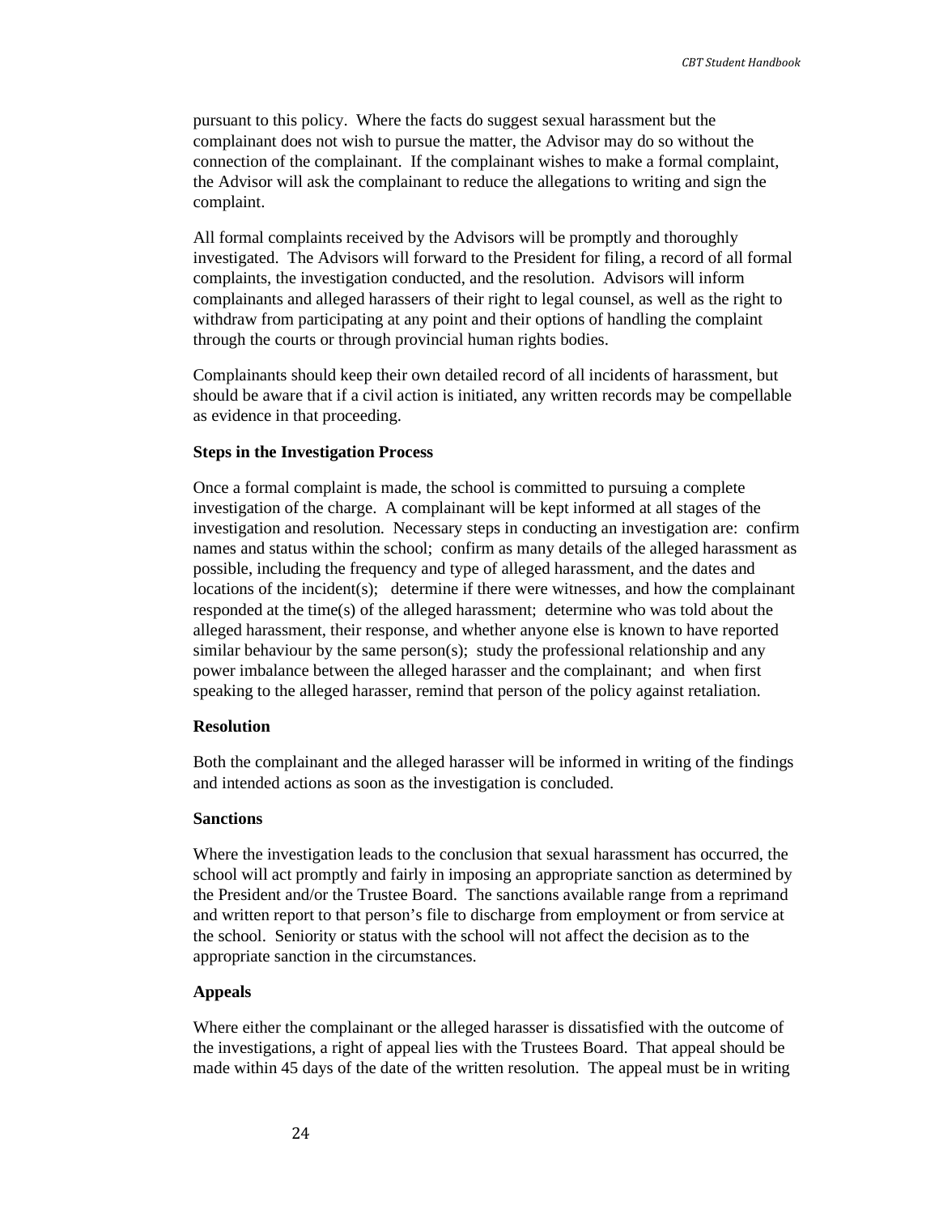pursuant to this policy. Where the facts do suggest sexual harassment but the complainant does not wish to pursue the matter, the Advisor may do so without the connection of the complainant. If the complainant wishes to make a formal complaint, the Advisor will ask the complainant to reduce the allegations to writing and sign the complaint.

All formal complaints received by the Advisors will be promptly and thoroughly investigated. The Advisors will forward to the President for filing, a record of all formal complaints, the investigation conducted, and the resolution. Advisors will inform complainants and alleged harassers of their right to legal counsel, as well as the right to withdraw from participating at any point and their options of handling the complaint through the courts or through provincial human rights bodies.

Complainants should keep their own detailed record of all incidents of harassment, but should be aware that if a civil action is initiated, any written records may be compellable as evidence in that proceeding.

**Steps in the Investigation Process**

Once a formal complaint is made, the school is committed to pursuing a complete investigation of the charge. A complainant will be kept informed at all stages of the investigation and resolution. Necessary steps in conducting an investigation are: confirm names and status within the school; confirm as many details of the alleged harassment as possible, including the frequency and type of alleged harassment, and the dates and locations of the incident(s); determine if there were witnesses, and how the complainant responded at the time(s) of the alleged harassment; determine who was told about the alleged harassment, their response, and whether anyone else is known to have reported similar behaviour by the same person(s); study the professional relationship and any power imbalance between the alleged harasser and the complainant; and when first speaking to the alleged harasser, remind that person of the policy against retaliation.

**Resolution**

Both the complainant and the alleged harasser will be informed in writing of the findings and intended actions as soon as the investigation is concluded.

**Sanctions**

Where the investigation leads to the conclusion that sexual harassment has occurred, the school will act promptly and fairly in imposing an appropriate sanction as determined by the President and/or the Trustee Board. The sanctions available range from a reprimand and written report to that person's file to discharge from employment or from service at the school. Seniority or status with the school will not affect the decision as to the appropriate sanction in the circumstances.

**Appeals**

Where either the complainant or the alleged harasser is dissatisfied with the outcome of the investigations, a right of appeal lies with the Trustees Board. That appeal should be made within 45 days of the date of the written resolution. The appeal must be in writing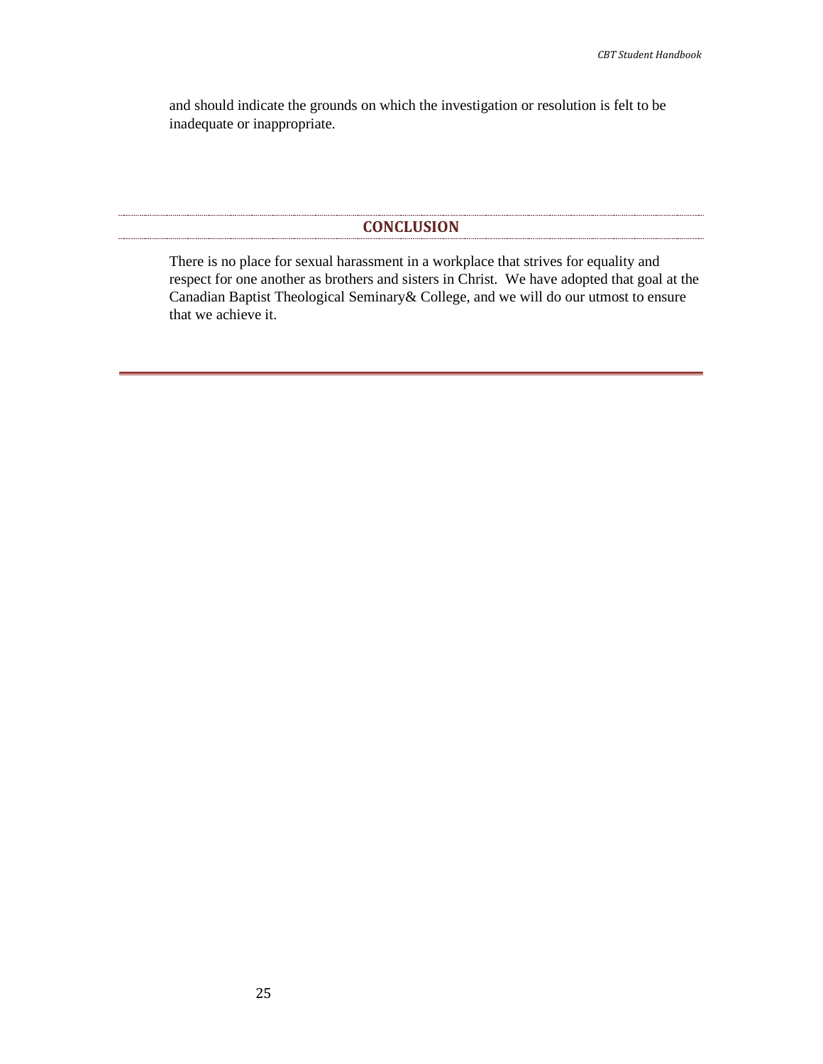and should indicate the grounds on which the investigation or resolution is felt to be inadequate or inappropriate.

## CONCLUSION

There is no place for sexual harassment in a workplace that strives for equality and respect for one another as brothers and sisters in Christ. We have adopted that goal at the Canadian Baptist Theological Seminary& College, and we will do our utmost to ensure that we achieve it.